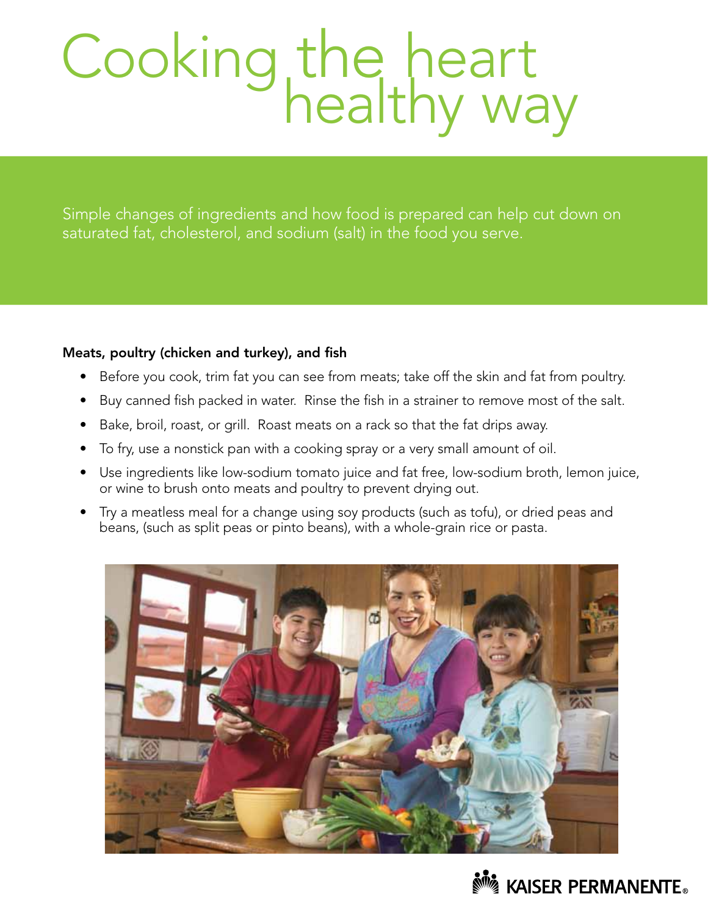# Cooking the heart healthy way

Simple changes of ingredients and how food is prepared can help cut down on saturated fat, cholesterol, and sodium (salt) in the food you serve.

**Meats, poultry (chicken and turkey), and fish**

- Before you cook, trim fat you can see from meats; take off the skin and fat from poultry.
- Buy canned fish packed in water. Rinse the fish in a strainer to remove most of the salt.
- Bake, broil, roast, or grill. Roast meats on a rack so that the fat drips away.
- To fry, use a nonstick pan with a cooking spray or a very small amount of oil.
- Use ingredients like low-sodium tomato juice and fat free, low-sodium broth, lemon juice, or wine to brush onto meats and poultry to prevent drying out.
- Try a meatless meal for a change using soy products (such as tofu), or dried peas and beans, (such as split peas or pinto beans), with a whole-grain rice or pasta.

KAISER PERMANENTE®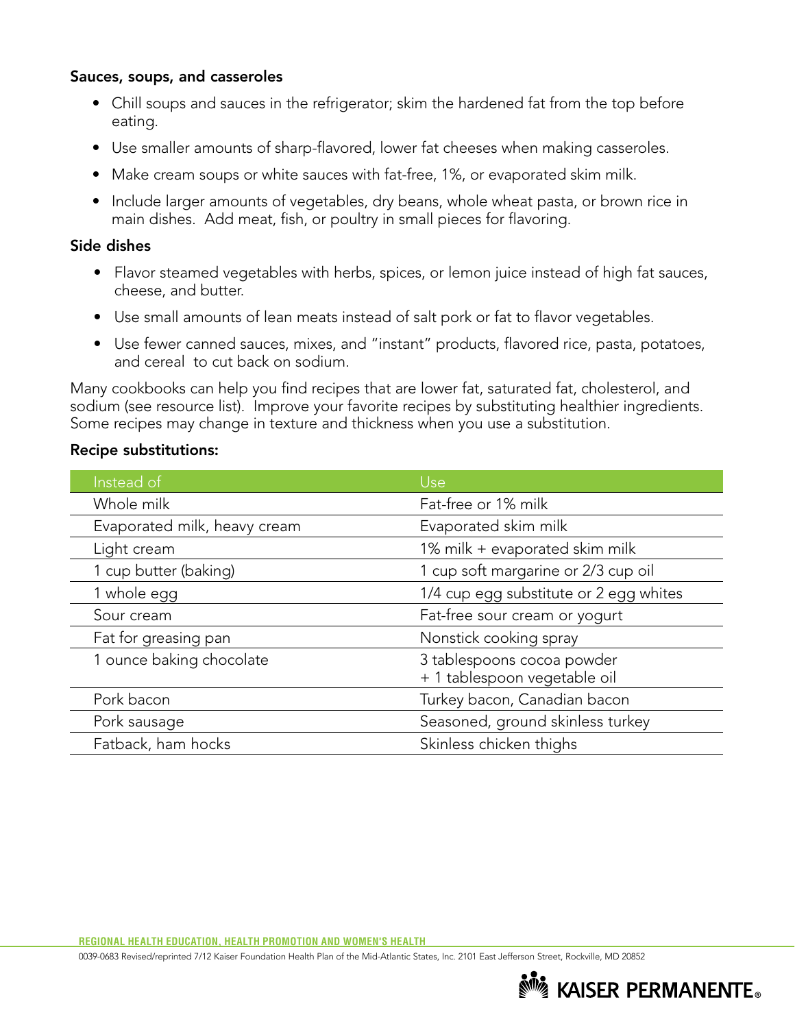### Sauces, soups, and casseroles

- Chill soups and sauces in the refrigerator; skim the hardened fat from the top before eating.
- Use smaller amounts of sharp-flavored, lower fat cheeses when making casseroles.
- Make cream soups or white sauces with fat-free, 1%, or evaporated skim milk.
- Include larger amounts of vegetables, dry beans, whole wheat pasta, or brown rice in main dishes. Add meat, fish, or poultry in small pieces for flavoring.

### Side dishes

- Flavor steamed vegetables with herbs, spices, or lemon juice instead of high fat sauces, cheese, and butter.
- Use small amounts of lean meats instead of salt pork or fat to flavor vegetables.
- Use fewer canned sauces, mixes, and "instant" products, flavored rice, pasta, potatoes, and cereal to cut back on sodium.

Many cookbooks can help you find recipes that are lower fat, saturated fat, cholesterol, and sodium (see resource list). Improve your favorite recipes by substituting healthier ingredients. Some recipes may change in texture and thickness when you use a substitution.

### Recipe substitutions:

| Instead of | Use |
|---|---|
| Whole milk | Fat-free or 1% milk |
| Evaporated milk, heavy cream | Evaporated skim milk |
| Light cream | 1% milk + evaporated skim milk |
| 1 cup butter (baking) | 1 cup soft margarine or 2/3 cup oil |
| 1 whole egg | 1/4 cup egg substitute or 2 egg whites |
| Sour cream | Fat-free sour cream or yogurt |
| Fat for greasing pan | Nonstick cooking spray |
| 1 ounce baking chocolate | 3 tablespoons cocoa powder + 1 tablespoon vegetable oil |
| Pork bacon | Turkey bacon, Canadian bacon |
| Pork sausage | Seasoned, ground skinless turkey |
| Fatback, ham hocks | Skinless chicken thighs |

REGIONAL HEALTH EDUCATION, HEALTH PROMOTION AND WOMEN'S HEALTH

0039-0683 Revised/reprinted 7/12 Kaiser Foundation Health Plan of the Mid-Atlantic States, Inc. 2101 East Jefferson Street, Rockville, MD 20852

KAISER PERMANENTE®